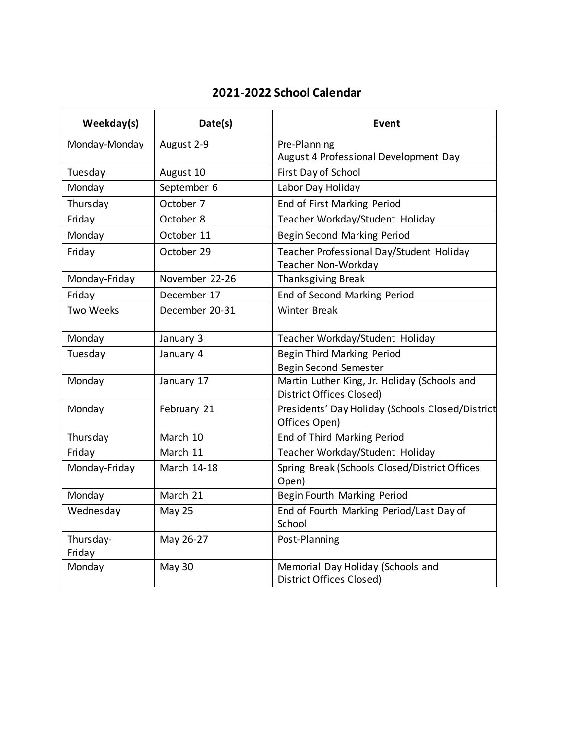# 2021-2022 School Calendar

| Weekday(s) | Date(s) | Event |
|---|---|---|
| Monday-Monday | August 2-9 | Pre-Planning<br>August 4 Professional Development Day |
| Tuesday | August 10 | First Day of School |
| Monday | September 6 | Labor Day Holiday |
| Thursday | October 7 | End of First Marking Period |
| Friday | October 8 | Teacher Workday/Student Holiday |
| Monday | October 11 | Begin Second Marking Period |
| Friday | October 29 | Teacher Professional Day/Student Holiday<br>Teacher Non-Workday |
| Monday-Friday | November 22-26 | Thanksgiving Break |
| Friday | December 17 | End of Second Marking Period |
| Two Weeks | December 20-31 | Winter Break |
| Monday | January 3 | Teacher Workday/Student Holiday |
| Tuesday | January 4 | Begin Third Marking Period<br>Begin Second Semester |
| Monday | January 17 | Martin Luther King, Jr. Holiday (Schools and District Offices Closed) |
| Monday | February 21 | Presidents' Day Holiday (Schools Closed/District Offices Open) |
| Thursday | March 10 | End of Third Marking Period |
| Friday | March 11 | Teacher Workday/Student Holiday |
| Monday-Friday | March 14-18 | Spring Break (Schools Closed/District Offices Open) |
| Monday | March 21 | Begin Fourth Marking Period |
| Wednesday | May 25 | End of Fourth Marking Period/Last Day of School |
| Thursday-Friday | May 26-27 | Post-Planning |
| Monday | May 30 | Memorial Day Holiday (Schools and District Offices Closed) |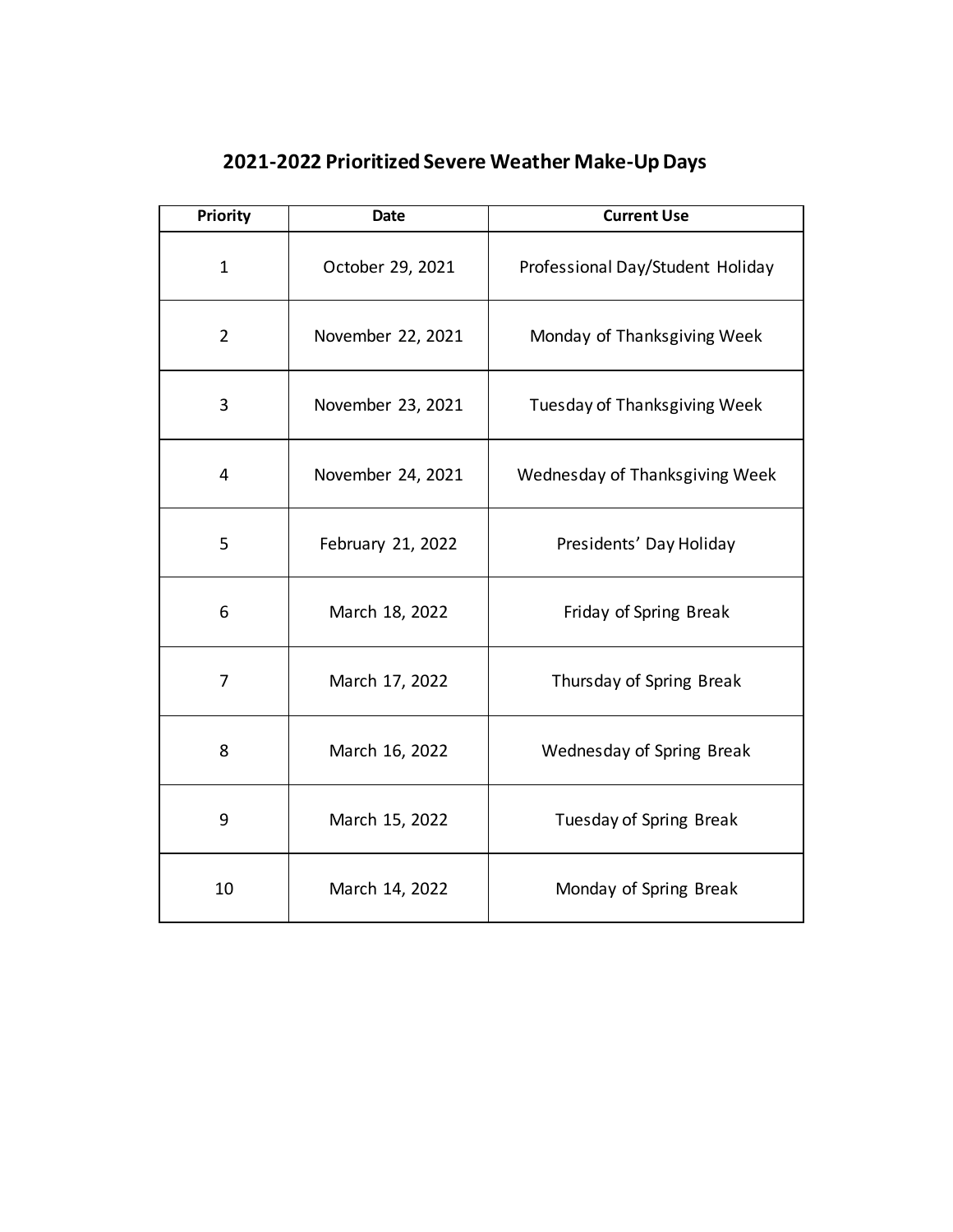# 2021-2022 Prioritized Severe Weather Make-Up Days

| Priority | Date | Current Use |
| --- | --- | --- |
| 1 | October 29, 2021 | Professional Day/Student Holiday |
| 2 | November 22, 2021 | Monday of Thanksgiving Week |
| 3 | November 23, 2021 | Tuesday of Thanksgiving Week |
| 4 | November 24, 2021 | Wednesday of Thanksgiving Week |
| 5 | February 21, 2022 | Presidents' Day Holiday |
| 6 | March 18, 2022 | Friday of Spring Break |
| 7 | March 17, 2022 | Thursday of Spring Break |
| 8 | March 16, 2022 | Wednesday of Spring Break |
| 9 | March 15, 2022 | Tuesday of Spring Break |
| 10 | March 14, 2022 | Monday of Spring Break |